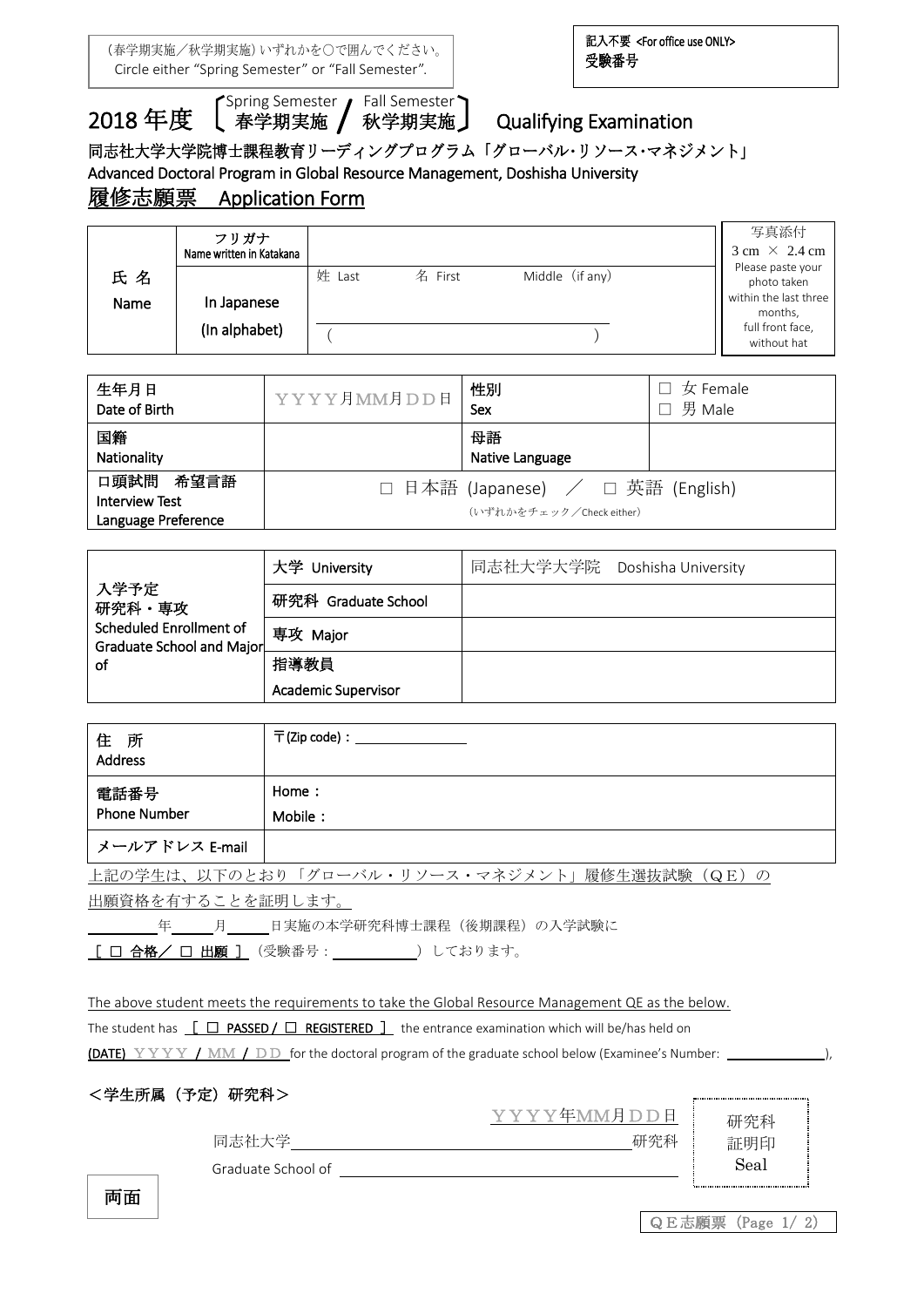（春学期実施／秋学期実施）いずれかを○で囲んでください。
Circle either “Spring Semester” or “Fall Semester”.

記入不要 <For office use ONLY>
受験番号

# 2018 年度 〔Spring Semester 春学期実施 / Fall Semester 秋学期実施〕 Qualifying Examination

同志社大学大学院博士課程教育リーディングプログラム「グローバル･リソース･マネジメント」
Advanced Doctoral Program in Global Resource Management, Doshisha University

## 履修志願票 Application Form

| 氏 名 Name | フリガナ Name written in Katakana | | 写真添付 3 cm × 2.4 cm Please paste your photo taken within the last three months, full front face, without hat |
|---|---|---|---|
| | In Japanese (In alphabet) | 姓 Last 名 First Middle（if any） ( ) | |

| 生年月日 Date of Birth | ＹＹＹＹ月MM月ＤＤ日 | 性別 Sex | □ 女 Female □ 男 Male |
|---|---|---|---|
| 国籍 Nationality | | 母語 Native Language | |
| 口頭試問 希望言語 Interview Test Language Preference | □ 日本語 (Japanese) ／ □ 英語 (English) （いずれかをチェック／Check either） | | |

| 入学予定 研究科・専攻 Scheduled Enrollment of Graduate School and Major of | 大学 University | 同志社大学大学院 Doshisha University |
|---|---|---|
| | 研究科 Graduate School | |
| | 専攻 Major | |
| | 指導教員 Academic Supervisor | |

| 住 所 Address | 〒(Zip code)：＿＿＿＿＿＿＿ |
|---|---|
| 電話番号 Phone Number | Home： Mobile： |
| メールアドレス E-mail | |

上記の学生は、以下のとおり「グローバル・リソース・マネジメント」履修生選抜試験（ＱＥ）の出願資格を有することを証明します。

＿＿＿＿年＿＿＿月＿＿＿日実施の本学研究科博士課程（後期課程）の入学試験に

**[ □ 合格／ □ 出願 ]**（受験番号：＿＿＿＿＿）しております。

The above student meets the requirements to take the Global Resource Management QE as the below.

The student has **[ □ PASSED / □ REGISTERED ]** the entrance examination which will be/has held on

**(DATE)** ＹＹＹＹ / MM / ＤＤ for the doctoral program of the graduate school below (Examinee's Number: ＿＿＿＿＿＿),

**＜学生所属（予定）研究科＞**

ＹＹＹＹ年MM月ＤＤ日

同志社大学＿＿＿＿＿＿＿＿＿＿＿＿＿＿＿＿研究科

Graduate School of ＿＿＿＿＿＿＿＿＿＿＿＿＿＿＿＿

研究科 証明印 Seal

両面

ＱＥ志願票（Page 1/ 2）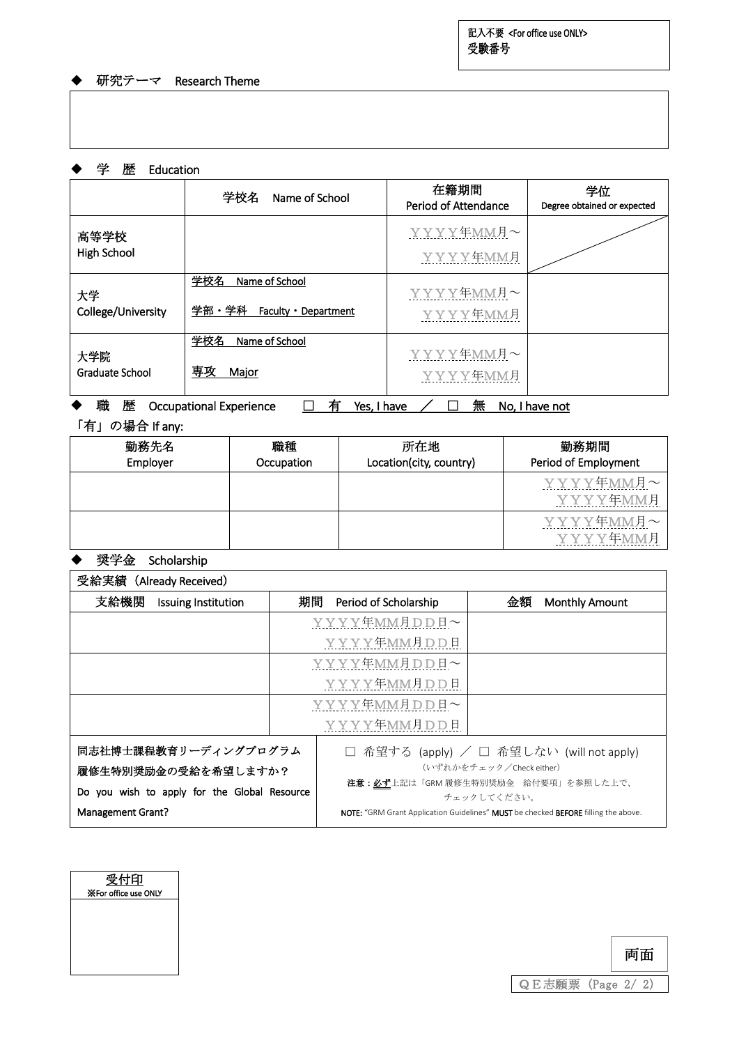| 記入不要 <For office use ONLY> 受験番号 |
|---|
| |

◆ 研究テーマ　Research Theme

| |
|---|
| |

◆ 学　歴　Education

| | 学校名　Name of School | 在籍期間 Period of Attendance | 学位 Degree obtained or expected |
|---|---|---|---|
| 高等学校 High School | | ＹＹＹＹ年MM月～ ＹＹＹＹ年MM月 | |
| 大学 College/University | 学校名　Name of School 学部・学科　Faculty・Department | ＹＹＹＹ年MM月～ ＹＹＹＹ年MM月 | |
| 大学院 Graduate School | 学校名　Name of School 専攻　Major | ＹＹＹＹ年MM月～ ＹＹＹＹ年MM月 | |

◆ 職　歴　Occupational Experience　□ 有　Yes, I have　／　□ 無　No, I have not

「有」の場合 If any:

| 勤務先名 Employer | 職種 Occupation | 所在地 Location(city, country) | 勤務期間 Period of Employment |
|---|---|---|---|
| | | | ＹＹＹＹ年MM月～ ＹＹＹＹ年MM月 |
| | | | ＹＹＹＹ年MM月～ ＹＹＹＹ年MM月 |

◆ 奨学金　Scholarship

| 受給実績（Already Received） | | |
|---|---|---|
| 支給機関　Issuing Institution | 期間　Period of Scholarship | 金額　Monthly Amount |
| | ＹＹＹＹ年MM月ＤＤ日～ ＹＹＹＹ年MM月ＤＤ日 | |
| | ＹＹＹＹ年MM月ＤＤ日～ ＹＹＹＹ年MM月ＤＤ日 | |
| | ＹＹＹＹ年MM月ＤＤ日～ ＹＹＹＹ年MM月ＤＤ日 | |

| 同志社博士課程教育リーディングプログラム履修生特別奨励金の受給を希望しますか？ Do you wish to apply for the Global Resource Management Grant? | □ 希望する (apply) ／ □ 希望しない (will not apply) （いずれかをチェック／Check either） 注意：**必ず**上記は「GRM 履修生特別奨励金　給付要項」を参照した上で、チェックしてください。 NOTE: "GRM Grant Application Guidelines" **MUST** be checked **BEFORE** filling the above. |
|---|---|

| 受付印 ※For office use ONLY |
|---|
| |

両面

ＱＥ志願票（Page 2/ 2）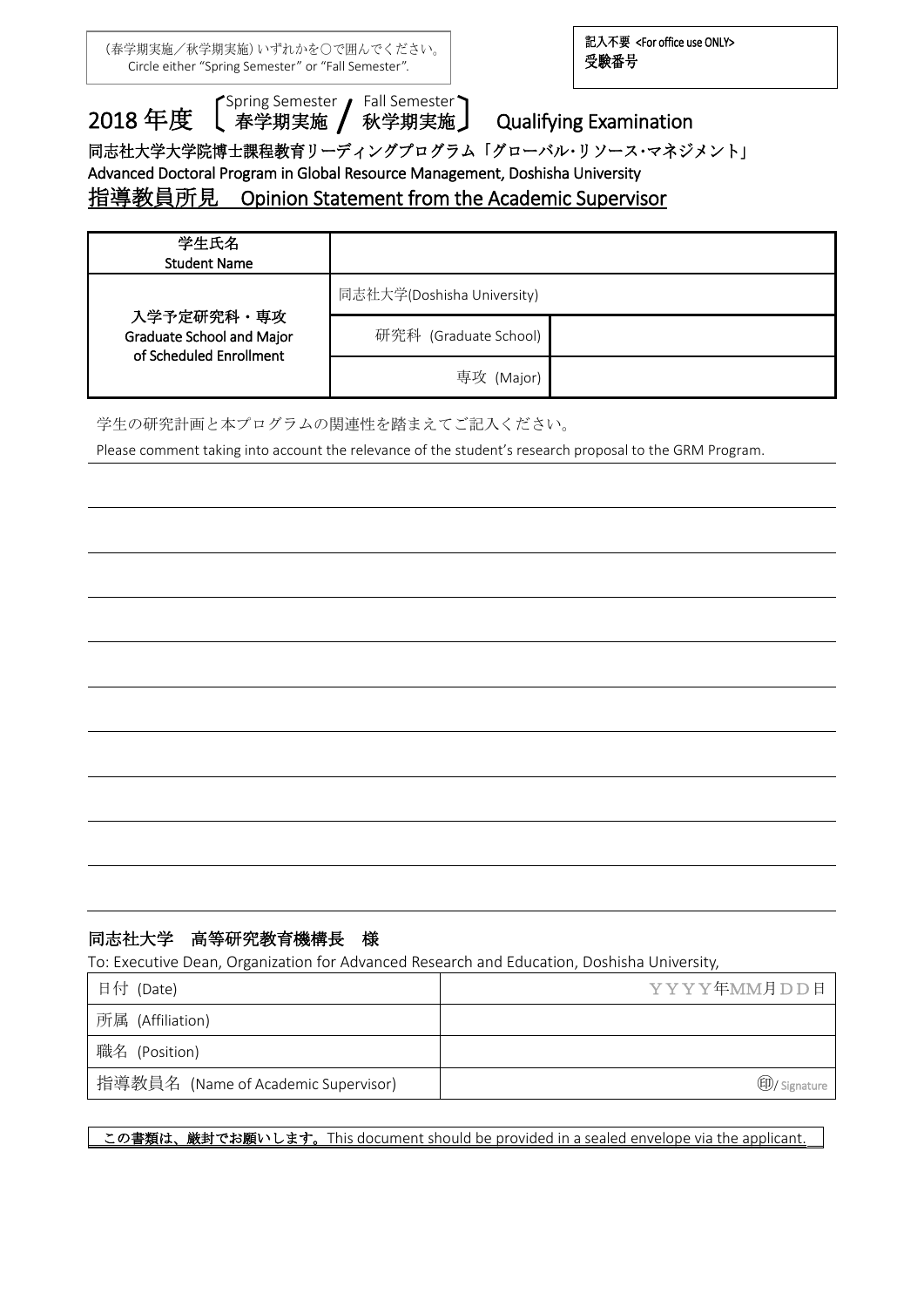（春学期実施／秋学期実施）いずれかを○で囲んでください。
Circle either "Spring Semester" or "Fall Semester".

記入不要 <For office use ONLY>
受験番号

# 2018 年度 〔Spring Semester 春学期実施 / Fall Semester 秋学期実施〕 Qualifying Examination

同志社大学大学院博士課程教育リーディングプログラム「グローバル･リソース･マネジメント」
Advanced Doctoral Program in Global Resource Management, Doshisha University

## 指導教員所見　Opinion Statement from the Academic Supervisor

| 学生氏名<br>Student Name | | |
|---|---|---|
| 入学予定研究科・専攻<br>Graduate School and Major of Scheduled Enrollment | 同志社大学(Doshisha University) | |
| | 研究科 (Graduate School) | |
| | 専攻 (Major) | |

学生の研究計画と本プログラムの関連性を踏まえてご記入ください。

Please comment taking into account the relevance of the student's research proposal to the GRM Program.

同志社大学　高等研究教育機構長　様

To: Executive Dean, Organization for Advanced Research and Education, Doshisha University,

| 日付 (Date) | ＹＹＹＹ年MM月ＤＤ日 |
|---|---|
| 所属 (Affiliation) | |
| 職名 (Position) | |
| 指導教員名 (Name of Academic Supervisor) | ㊞/ Signature |

**この書類は、厳封でお願いします。** This document should be provided in a sealed envelope via the applicant.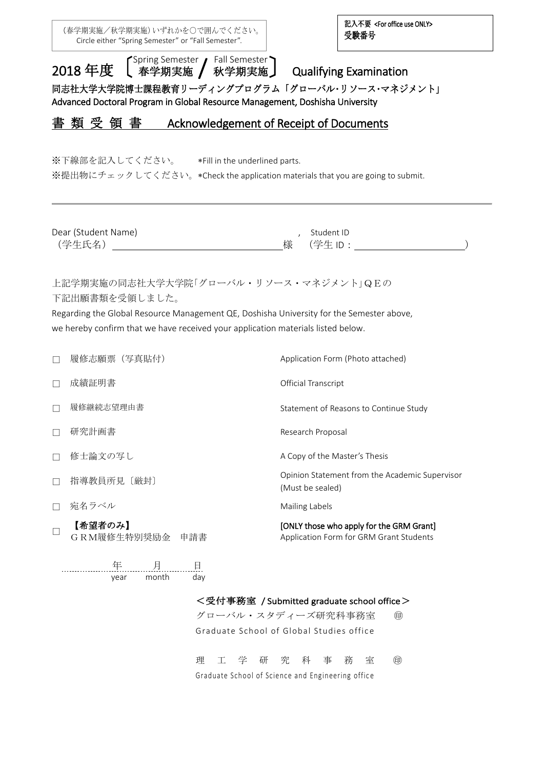（春学期実施／秋学期実施）いずれかを○で囲んでください。
Circle either "Spring Semester" or "Fall Semester".

記入不要 <For office use ONLY>
受験番号

# 2018 年度 〔Spring Semester 春学期実施 / Fall Semester 秋学期実施〕 Qualifying Examination

**同志社大学大学院博士課程教育リーディングプログラム「グローバル･リソース･マネジメント」**
**Advanced Doctoral Program in Global Resource Management, Doshisha University**

## 書 類 受 領 書　Acknowledgement of Receipt of Documents

※下線部を記入してください。　*Fill in the underlined parts.
※提出物にチェックしてください。*Check the application materials that you are going to submit.

---

Dear (Student Name)
（学生氏名）＿＿＿＿＿＿＿＿＿＿＿＿様, Student ID（学生 ID：＿＿＿＿＿＿＿＿）

上記学期実施の同志社大学大学院｢グローバル・リソース・マネジメント｣ＱＥの
下記出願書類を受領しました。
Regarding the Global Resource Management QE, Doshisha University for the Semester above,
we hereby confirm that we have received your application materials listed below.

- □ 履修志願票（写真貼付）　Application Form (Photo attached)
- □ 成績証明書　Official Transcript
- □ 履修継続志望理由書　Statement of Reasons to Continue Study
- □ 研究計画書　Research Proposal
- □ 修士論文の写し　A Copy of the Master's Thesis
- □ 指導教員所見〔厳封〕　Opinion Statement from the Academic Supervisor (Must be sealed)
- □ 宛名ラベル　Mailing Labels
- □ **【希望者のみ】** ＧＲＭ履修生特別奨励金　申請書　**[ONLY those who apply for the GRM Grant]** Application Form for GRM Grant Students

　　年　　月　　日
year　month　day

＜受付事務室 / Submitted graduate school office＞
グローバル・スタディーズ研究科事務室　㊞
Graduate School of Global Studies office

理工学研究科事務室　㊞
Graduate School of Science and Engineering office